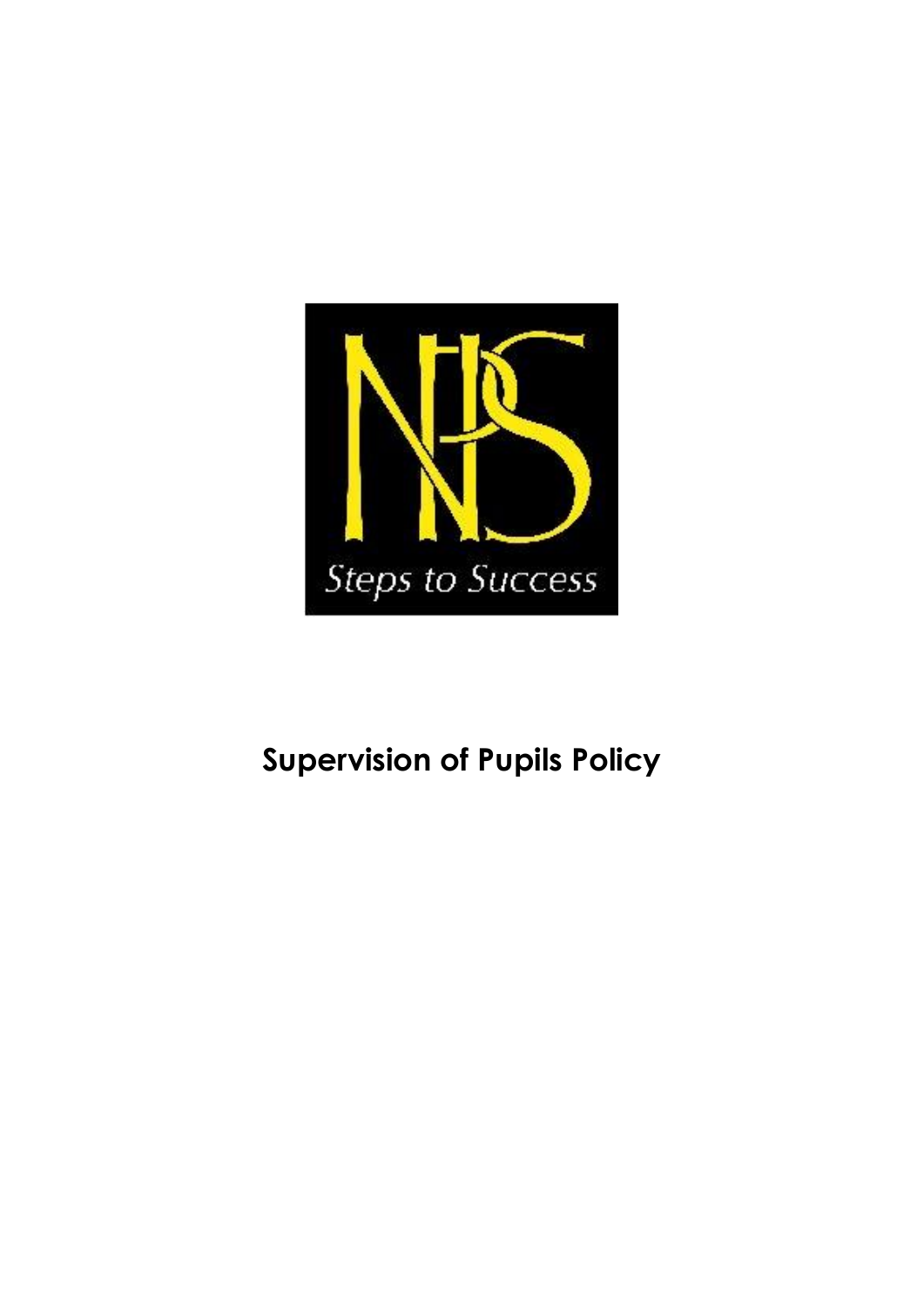NPS

Steps to Success

# Supervision of Pupils Policy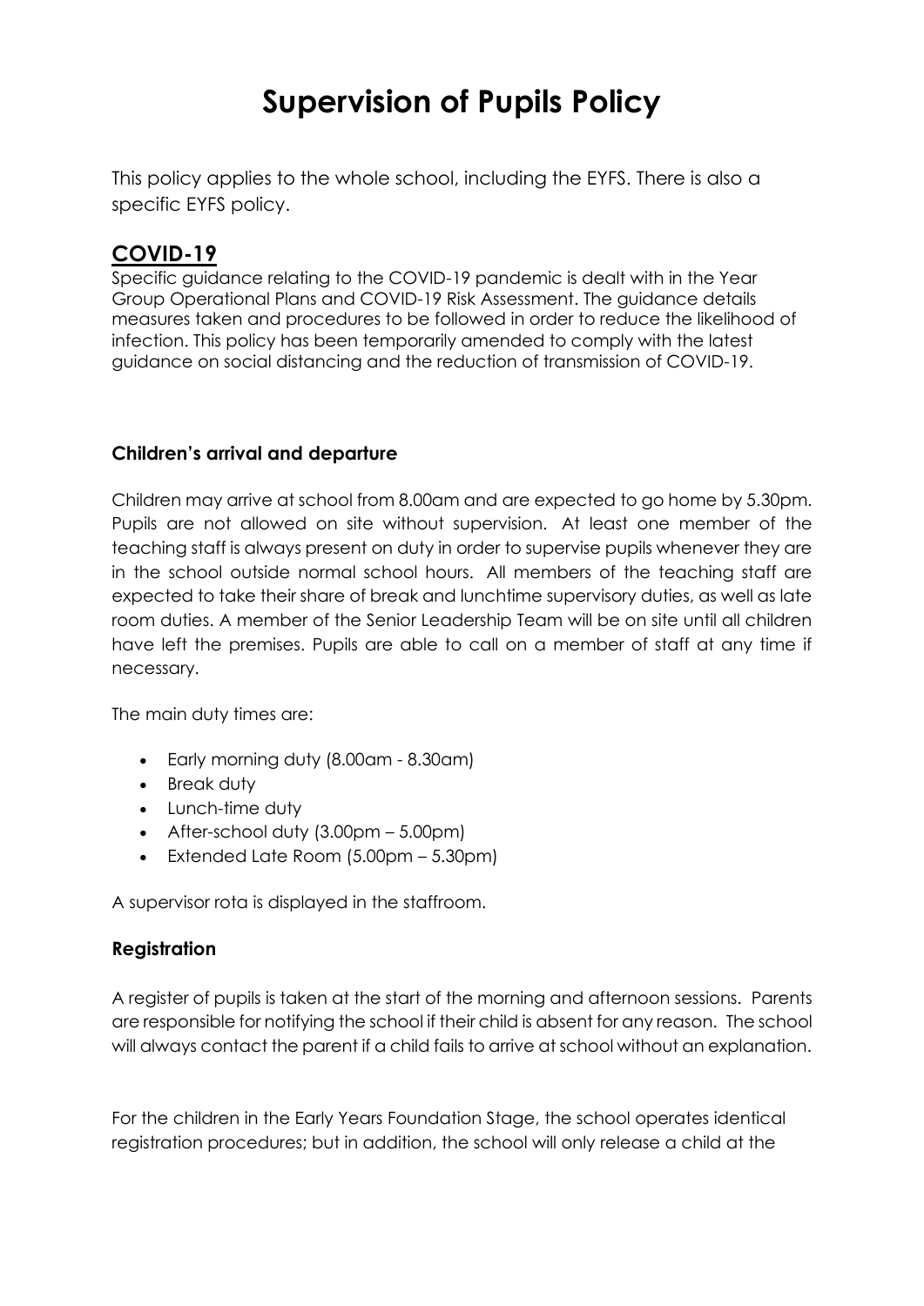# Supervision of Pupils Policy

This policy applies to the whole school, including the EYFS. There is also a specific EYFS policy.

## COVID-19

Specific guidance relating to the COVID-19 pandemic is dealt with in the Year Group Operational Plans and COVID-19 Risk Assessment. The guidance details measures taken and procedures to be followed in order to reduce the likelihood of infection. This policy has been temporarily amended to comply with the latest guidance on social distancing and the reduction of transmission of COVID-19.

### Children's arrival and departure

Children may arrive at school from 8.00am and are expected to go home by 5.30pm. Pupils are not allowed on site without supervision. At least one member of the teaching staff is always present on duty in order to supervise pupils whenever they are in the school outside normal school hours. All members of the teaching staff are expected to take their share of break and lunchtime supervisory duties, as well as late room duties. A member of the Senior Leadership Team will be on site until all children have left the premises. Pupils are able to call on a member of staff at any time if necessary.

The main duty times are:

- Early morning duty (8.00am - 8.30am)
- Break duty
- Lunch-time duty
- After-school duty (3.00pm – 5.00pm)
- Extended Late Room (5.00pm – 5.30pm)

A supervisor rota is displayed in the staffroom.

### Registration

A register of pupils is taken at the start of the morning and afternoon sessions. Parents are responsible for notifying the school if their child is absent for any reason. The school will always contact the parent if a child fails to arrive at school without an explanation.

For the children in the Early Years Foundation Stage, the school operates identical registration procedures; but in addition, the school will only release a child at the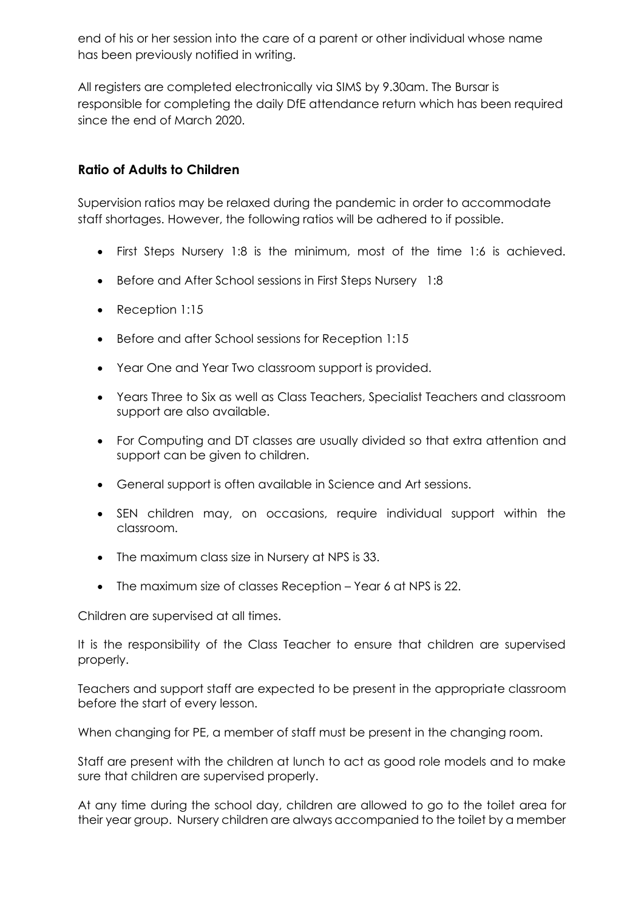end of his or her session into the care of a parent or other individual whose name has been previously notified in writing.

All registers are completed electronically via SIMS by 9.30am. The Bursar is responsible for completing the daily DfE attendance return which has been required since the end of March 2020.

## Ratio of Adults to Children

Supervision ratios may be relaxed during the pandemic in order to accommodate staff shortages. However, the following ratios will be adhered to if possible.

- First Steps Nursery 1:8 is the minimum, most of the time 1:6 is achieved.
- Before and After School sessions in First Steps Nursery 1:8
- Reception 1:15
- Before and after School sessions for Reception 1:15
- Year One and Year Two classroom support is provided.
- Years Three to Six as well as Class Teachers, Specialist Teachers and classroom support are also available.
- For Computing and DT classes are usually divided so that extra attention and support can be given to children.
- General support is often available in Science and Art sessions.
- SEN children may, on occasions, require individual support within the classroom.
- The maximum class size in Nursery at NPS is 33.
- The maximum size of classes Reception – Year 6 at NPS is 22.

Children are supervised at all times.

It is the responsibility of the Class Teacher to ensure that children are supervised properly.

Teachers and support staff are expected to be present in the appropriate classroom before the start of every lesson.

When changing for PE, a member of staff must be present in the changing room.

Staff are present with the children at lunch to act as good role models and to make sure that children are supervised properly.

At any time during the school day, children are allowed to go to the toilet area for their year group. Nursery children are always accompanied to the toilet by a member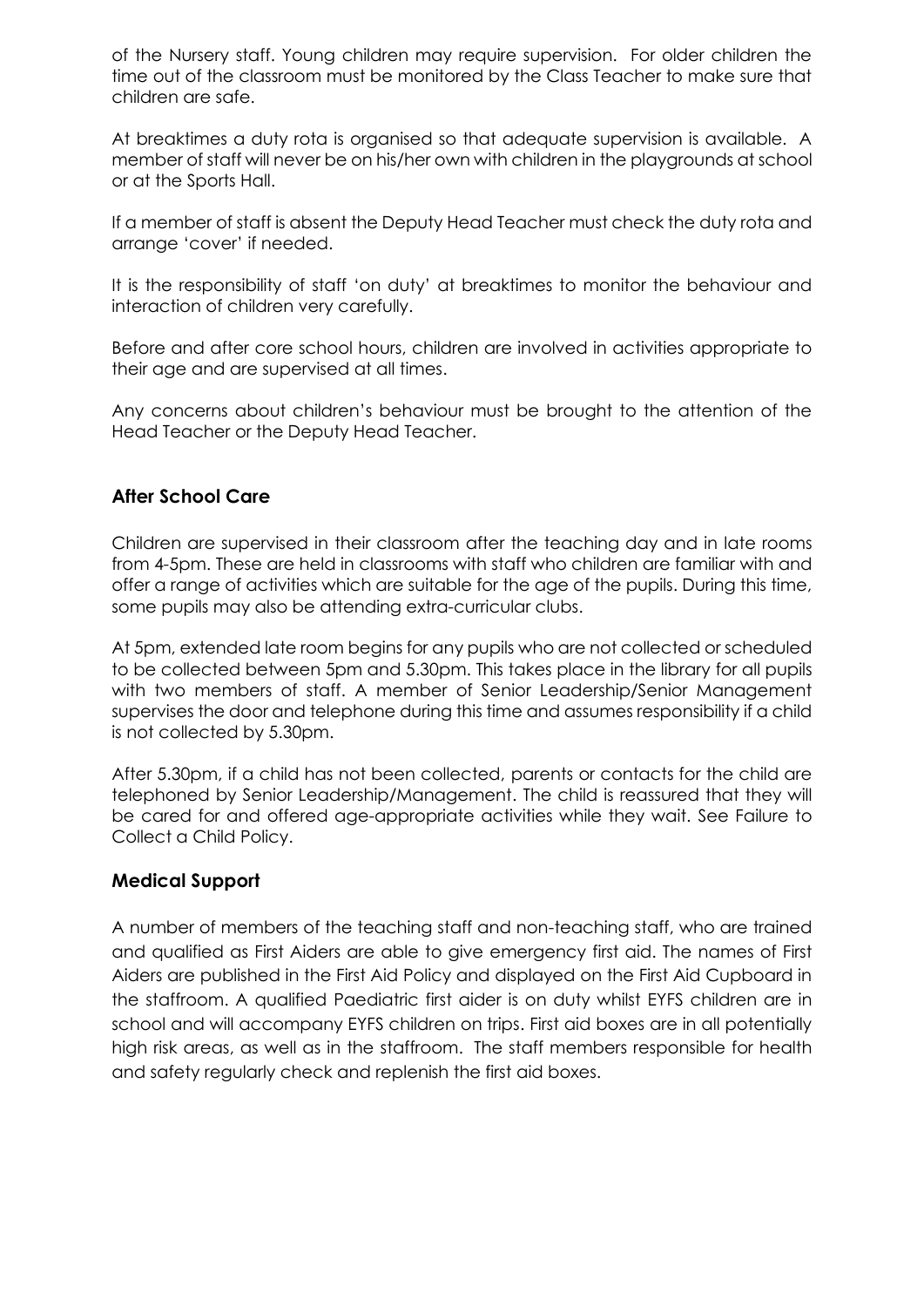of the Nursery staff. Young children may require supervision. For older children the time out of the classroom must be monitored by the Class Teacher to make sure that children are safe.

At breaktimes a duty rota is organised so that adequate supervision is available. A member of staff will never be on his/her own with children in the playgrounds at school or at the Sports Hall.

If a member of staff is absent the Deputy Head Teacher must check the duty rota and arrange 'cover' if needed.

It is the responsibility of staff 'on duty' at breaktimes to monitor the behaviour and interaction of children very carefully.

Before and after core school hours, children are involved in activities appropriate to their age and are supervised at all times.

Any concerns about children's behaviour must be brought to the attention of the Head Teacher or the Deputy Head Teacher.

### After School Care

Children are supervised in their classroom after the teaching day and in late rooms from 4-5pm. These are held in classrooms with staff who children are familiar with and offer a range of activities which are suitable for the age of the pupils. During this time, some pupils may also be attending extra-curricular clubs.

At 5pm, extended late room begins for any pupils who are not collected or scheduled to be collected between 5pm and 5.30pm. This takes place in the library for all pupils with two members of staff. A member of Senior Leadership/Senior Management supervises the door and telephone during this time and assumes responsibility if a child is not collected by 5.30pm.

After 5.30pm, if a child has not been collected, parents or contacts for the child are telephoned by Senior Leadership/Management. The child is reassured that they will be cared for and offered age-appropriate activities while they wait. See Failure to Collect a Child Policy.

### Medical Support

A number of members of the teaching staff and non-teaching staff, who are trained and qualified as First Aiders are able to give emergency first aid. The names of First Aiders are published in the First Aid Policy and displayed on the First Aid Cupboard in the staffroom. A qualified Paediatric first aider is on duty whilst EYFS children are in school and will accompany EYFS children on trips. First aid boxes are in all potentially high risk areas, as well as in the staffroom. The staff members responsible for health and safety regularly check and replenish the first aid boxes.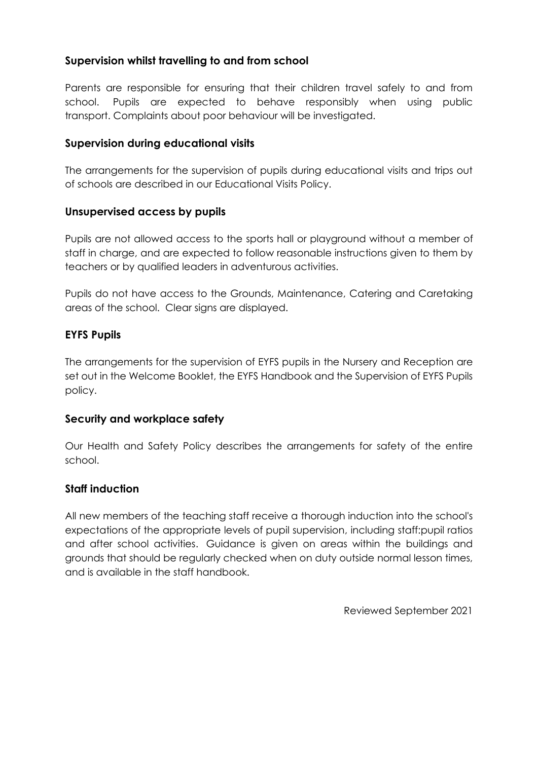## Supervision whilst travelling to and from school

Parents are responsible for ensuring that their children travel safely to and from school. Pupils are expected to behave responsibly when using public transport. Complaints about poor behaviour will be investigated.

## Supervision during educational visits

The arrangements for the supervision of pupils during educational visits and trips out of schools are described in our Educational Visits Policy.

## Unsupervised access by pupils

Pupils are not allowed access to the sports hall or playground without a member of staff in charge, and are expected to follow reasonable instructions given to them by teachers or by qualified leaders in adventurous activities.

Pupils do not have access to the Grounds, Maintenance, Catering and Caretaking areas of the school. Clear signs are displayed.

## EYFS Pupils

The arrangements for the supervision of EYFS pupils in the Nursery and Reception are set out in the Welcome Booklet, the EYFS Handbook and the Supervision of EYFS Pupils policy.

## Security and workplace safety

Our Health and Safety Policy describes the arrangements for safety of the entire school.

## Staff induction

All new members of the teaching staff receive a thorough induction into the school's expectations of the appropriate levels of pupil supervision, including staff:pupil ratios and after school activities. Guidance is given on areas within the buildings and grounds that should be regularly checked when on duty outside normal lesson times, and is available in the staff handbook.

Reviewed September 2021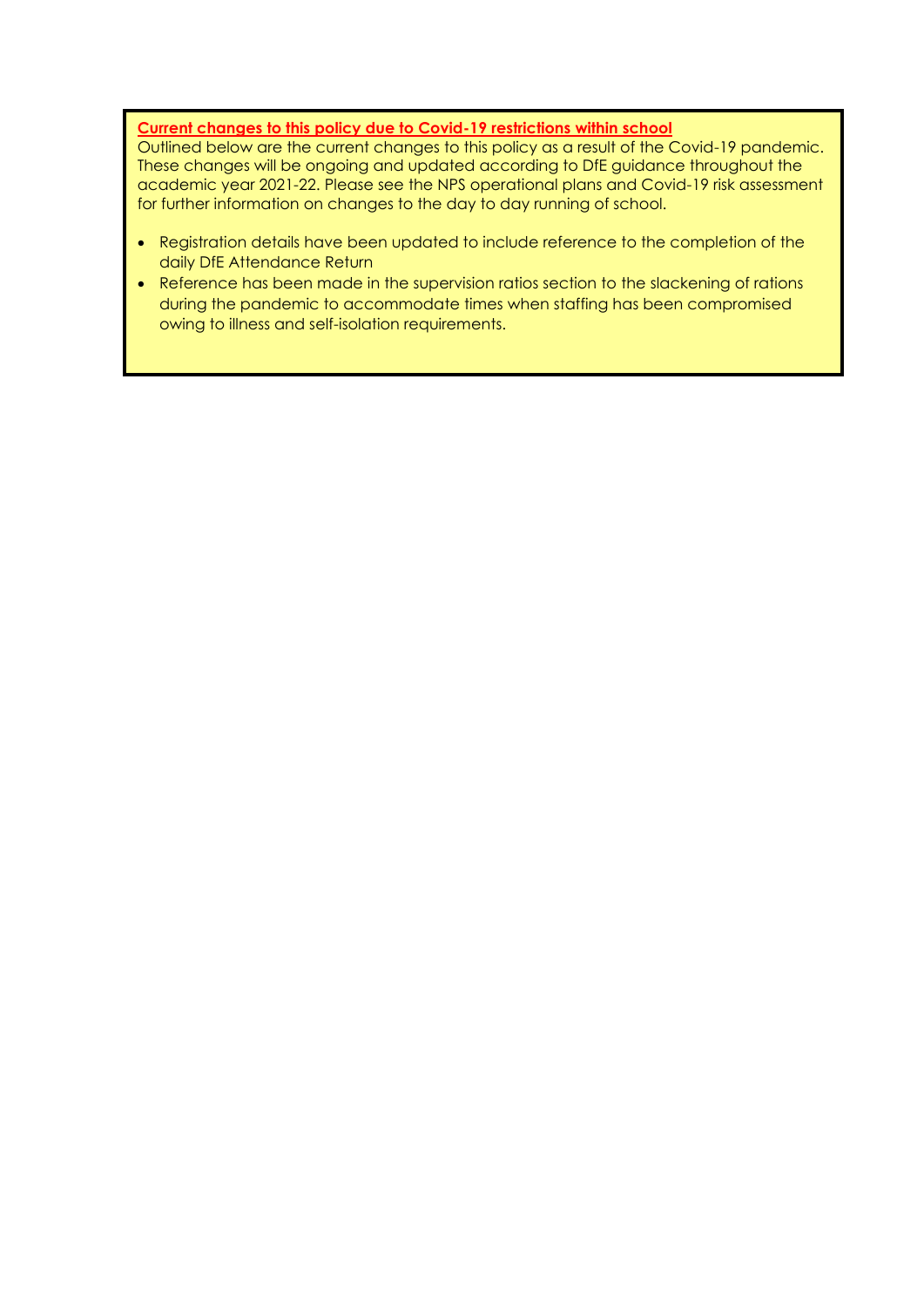**Current changes to this policy due to Covid-19 restrictions within school**

Outlined below are the current changes to this policy as a result of the Covid-19 pandemic. These changes will be ongoing and updated according to DfE guidance throughout the academic year 2021-22. Please see the NPS operational plans and Covid-19 risk assessment for further information on changes to the day to day running of school.

- Registration details have been updated to include reference to the completion of the daily DfE Attendance Return
- Reference has been made in the supervision ratios section to the slackening of rations during the pandemic to accommodate times when staffing has been compromised owing to illness and self-isolation requirements.